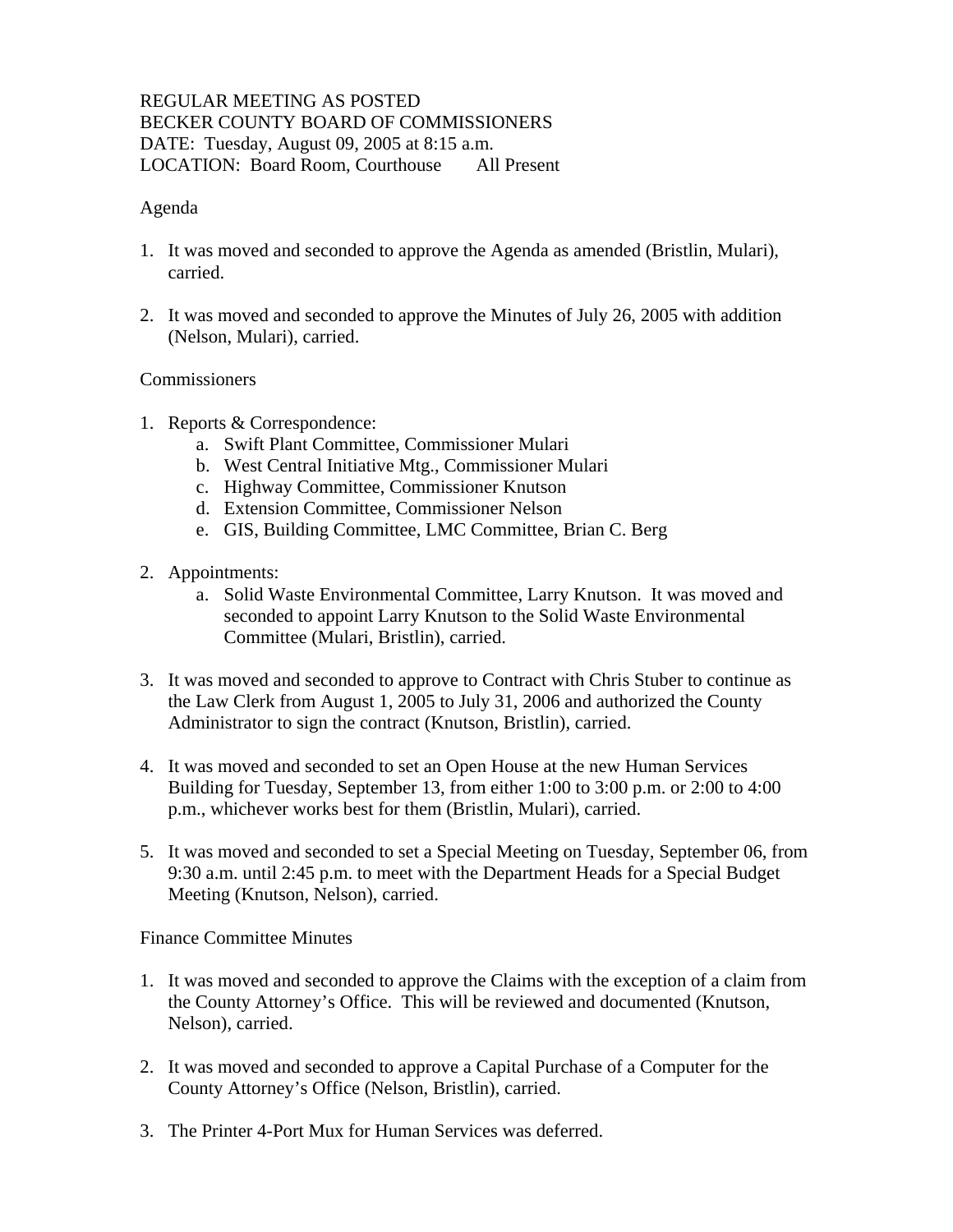REGULAR MEETING AS POSTED
BECKER COUNTY BOARD OF COMMISSIONERS
DATE: Tuesday, August 09, 2005 at 8:15 a.m.
LOCATION: Board Room, Courthouse All Present

Agenda

1. It was moved and seconded to approve the Agenda as amended (Bristlin, Mulari), carried.

2. It was moved and seconded to approve the Minutes of July 26, 2005 with addition (Nelson, Mulari), carried.

Commissioners

1. Reports & Correspondence:
   a. Swift Plant Committee, Commissioner Mulari
   b. West Central Initiative Mtg., Commissioner Mulari
   c. Highway Committee, Commissioner Knutson
   d. Extension Committee, Commissioner Nelson
   e. GIS, Building Committee, LMC Committee, Brian C. Berg

2. Appointments:
   a. Solid Waste Environmental Committee, Larry Knutson. It was moved and seconded to appoint Larry Knutson to the Solid Waste Environmental Committee (Mulari, Bristlin), carried.

3. It was moved and seconded to approve to Contract with Chris Stuber to continue as the Law Clerk from August 1, 2005 to July 31, 2006 and authorized the County Administrator to sign the contract (Knutson, Bristlin), carried.

4. It was moved and seconded to set an Open House at the new Human Services Building for Tuesday, September 13, from either 1:00 to 3:00 p.m. or 2:00 to 4:00 p.m., whichever works best for them (Bristlin, Mulari), carried.

5. It was moved and seconded to set a Special Meeting on Tuesday, September 06, from 9:30 a.m. until 2:45 p.m. to meet with the Department Heads for a Special Budget Meeting (Knutson, Nelson), carried.

Finance Committee Minutes

1. It was moved and seconded to approve the Claims with the exception of a claim from the County Attorney's Office. This will be reviewed and documented (Knutson, Nelson), carried.

2. It was moved and seconded to approve a Capital Purchase of a Computer for the County Attorney's Office (Nelson, Bristlin), carried.

3. The Printer 4-Port Mux for Human Services was deferred.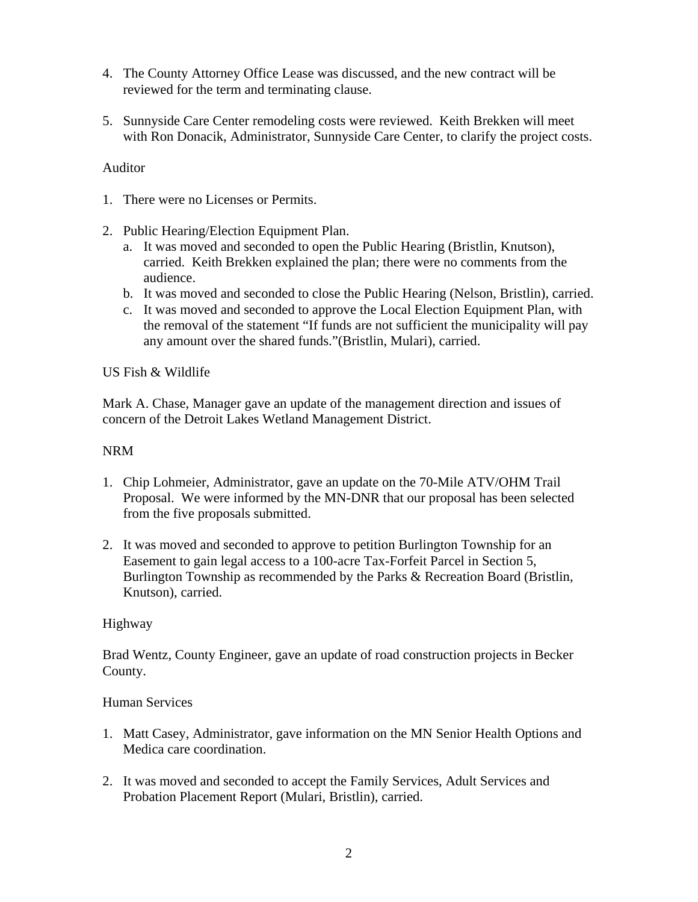4. The County Attorney Office Lease was discussed, and the new contract will be reviewed for the term and terminating clause.

5. Sunnyside Care Center remodeling costs were reviewed. Keith Brekken will meet with Ron Donacik, Administrator, Sunnyside Care Center, to clarify the project costs.

Auditor

1. There were no Licenses or Permits.

2. Public Hearing/Election Equipment Plan.
   a. It was moved and seconded to open the Public Hearing (Bristlin, Knutson), carried. Keith Brekken explained the plan; there were no comments from the audience.
   b. It was moved and seconded to close the Public Hearing (Nelson, Bristlin), carried.
   c. It was moved and seconded to approve the Local Election Equipment Plan, with the removal of the statement "If funds are not sufficient the municipality will pay any amount over the shared funds."(Bristlin, Mulari), carried.

US Fish & Wildlife

Mark A. Chase, Manager gave an update of the management direction and issues of concern of the Detroit Lakes Wetland Management District.

NRM

1. Chip Lohmeier, Administrator, gave an update on the 70-Mile ATV/OHM Trail Proposal. We were informed by the MN-DNR that our proposal has been selected from the five proposals submitted.

2. It was moved and seconded to approve to petition Burlington Township for an Easement to gain legal access to a 100-acre Tax-Forfeit Parcel in Section 5, Burlington Township as recommended by the Parks & Recreation Board (Bristlin, Knutson), carried.

Highway

Brad Wentz, County Engineer, gave an update of road construction projects in Becker County.

Human Services

1. Matt Casey, Administrator, gave information on the MN Senior Health Options and Medica care coordination.

2. It was moved and seconded to accept the Family Services, Adult Services and Probation Placement Report (Mulari, Bristlin), carried.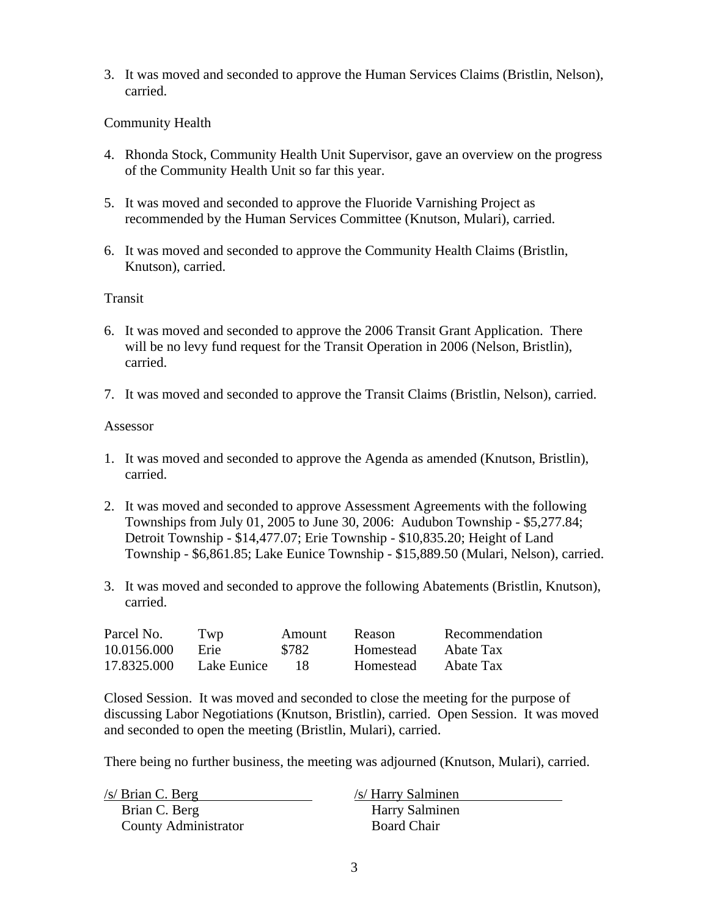3. It was moved and seconded to approve the Human Services Claims (Bristlin, Nelson), carried.

Community Health

4. Rhonda Stock, Community Health Unit Supervisor, gave an overview on the progress of the Community Health Unit so far this year.

5. It was moved and seconded to approve the Fluoride Varnishing Project as recommended by the Human Services Committee (Knutson, Mulari), carried.

6. It was moved and seconded to approve the Community Health Claims (Bristlin, Knutson), carried.

Transit

6. It was moved and seconded to approve the 2006 Transit Grant Application. There will be no levy fund request for the Transit Operation in 2006 (Nelson, Bristlin), carried.

7. It was moved and seconded to approve the Transit Claims (Bristlin, Nelson), carried.

Assessor

1. It was moved and seconded to approve the Agenda as amended (Knutson, Bristlin), carried.

2. It was moved and seconded to approve Assessment Agreements with the following Townships from July 01, 2005 to June 30, 2006: Audubon Township - $5,277.84; Detroit Township - $14,477.07; Erie Township - $10,835.20; Height of Land Township - $6,861.85; Lake Eunice Township - $15,889.50 (Mulari, Nelson), carried.

3. It was moved and seconded to approve the following Abatements (Bristlin, Knutson), carried.

| Parcel No. | Twp | Amount | Reason | Recommendation |
|---|---|---|---|---|
| 10.0156.000 | Erie | $782 | Homestead | Abate Tax |
| 17.8325.000 | Lake Eunice | 18 | Homestead | Abate Tax |

Closed Session. It was moved and seconded to close the meeting for the purpose of discussing Labor Negotiations (Knutson, Bristlin), carried. Open Session. It was moved and seconded to open the meeting (Bristlin, Mulari), carried.

There being no further business, the meeting was adjourned (Knutson, Mulari), carried.

/s/ Brian C. Berg
Brian C. Berg
County Administrator

/s/ Harry Salminen
Harry Salminen
Board Chair